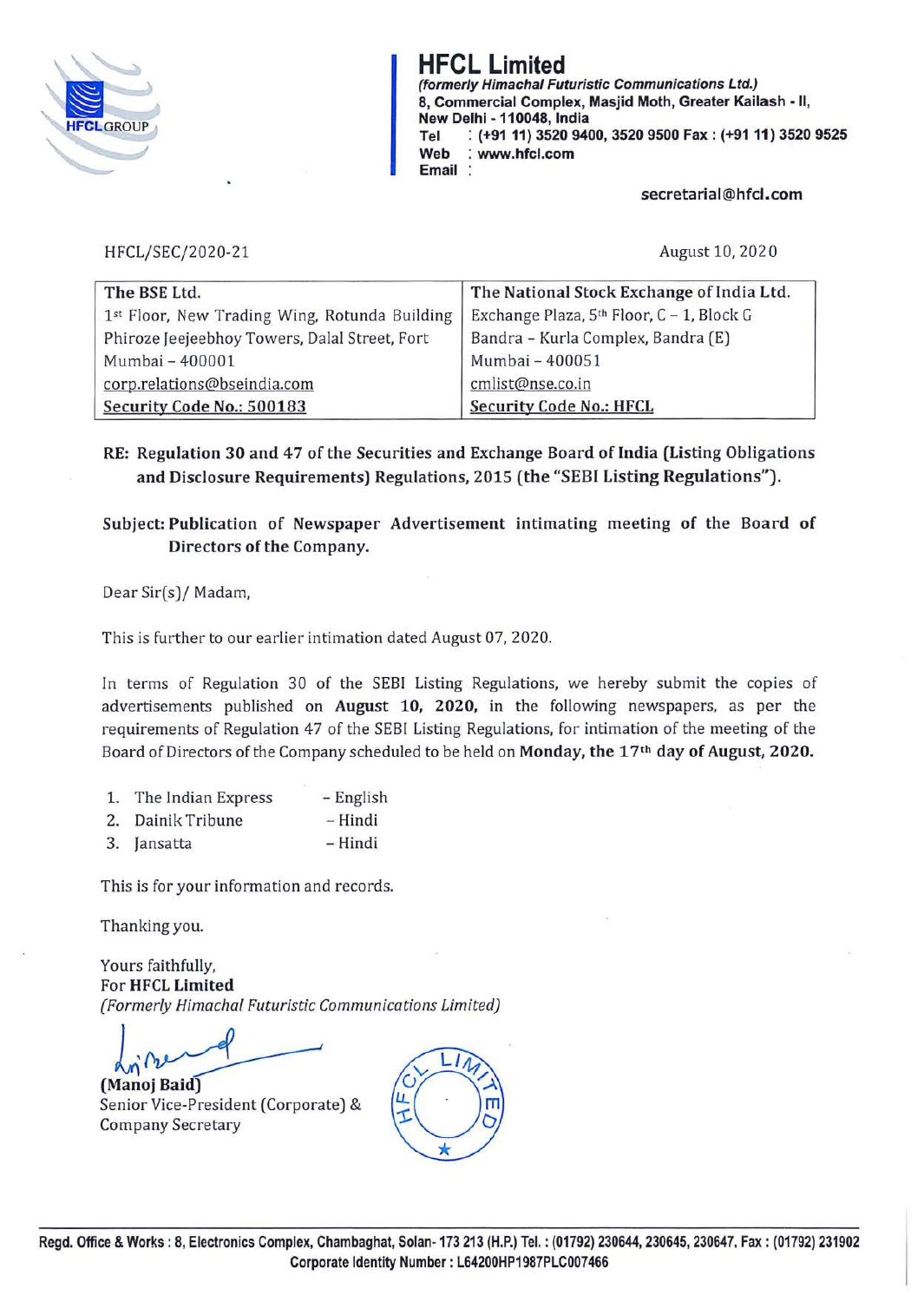# HFCL Limited

*(formerly Himachal Futuristic Communications Ltd.)*
**8, Commercial Complex, Masjid Moth, Greater Kailash - II, New Delhi - 110048, India**
**Tel : (+91 11) 3520 9400, 3520 9500 Fax : (+91 11) 3520 9525**
**Web : www.hfcl.com**
**Email : secretarial@hfcl.com**

HFCL/SEC/2020-21

August 10, 2020

| The BSE Ltd. | The National Stock Exchange of India Ltd. |
|---|---|
| 1st Floor, New Trading Wing, Rotunda Building | Exchange Plaza, 5th Floor, C – 1, Block G |
| Phiroze Jeejeebhoy Towers, Dalal Street, Fort | Bandra - Kurla Complex, Bandra (E) |
| Mumbai – 400001 | Mumbai – 400051 |
| corp.relations@bseindia.com | cmlist@nse.co.in |
| Security Code No.: 500183 | Security Code No.: HFCL |

**RE: Regulation 30 and 47 of the Securities and Exchange Board of India (Listing Obligations and Disclosure Requirements) Regulations, 2015 (the "SEBI Listing Regulations").**

**Subject: Publication of Newspaper Advertisement intimating meeting of the Board of Directors of the Company.**

Dear Sir(s)/ Madam,

This is further to our earlier intimation dated August 07, 2020.

In terms of Regulation 30 of the SEBI Listing Regulations, we hereby submit the copies of advertisements published on **August 10, 2020,** in the following newspapers, as per the requirements of Regulation 47 of the SEBI Listing Regulations, for intimation of the meeting of the Board of Directors of the Company scheduled to be held on **Monday, the 17th day of August, 2020.**

1. The Indian Express – English
2. Dainik Tribune – Hindi
3. Jansatta – Hindi

This is for your information and records.

Thanking you.

Yours faithfully,
For **HFCL Limited**
*(Formerly Himachal Futuristic Communications Limited)*

**(Manoj Baid)**
Senior Vice-President (Corporate) &
Company Secretary

**Regd. Office & Works : 8, Electronics Complex, Chambaghat, Solan- 173 213 (H.P.) Tel. : (01792) 230644, 230645, 230647. Fax : (01792) 231902**
**Corporate Identity Number : L64200HP1987PLC007466**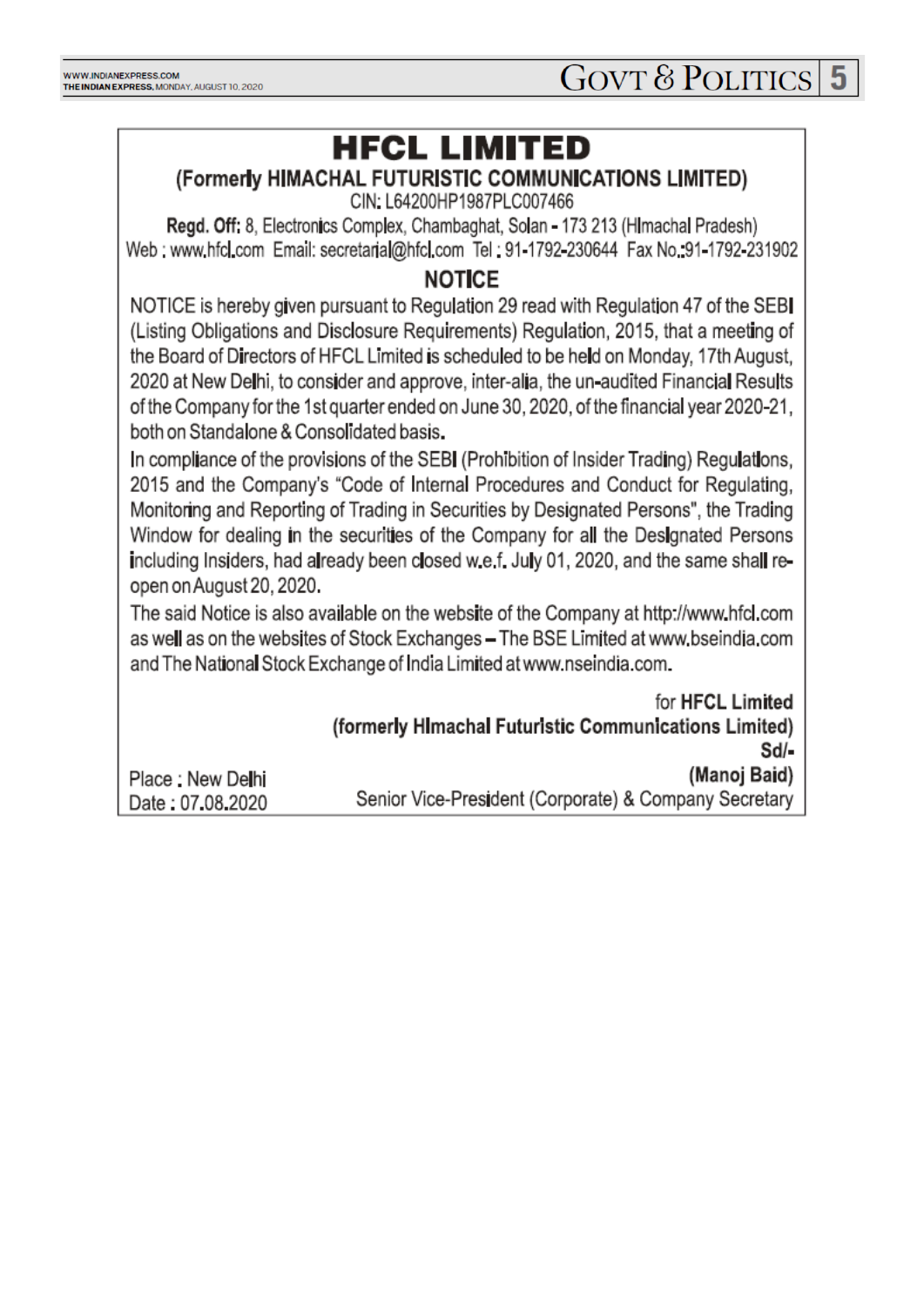# HFCL LIMITED

**(Formerly HIMACHAL FUTURISTIC COMMUNICATIONS LIMITED)**

CIN: L64200HP1987PLC007466

**Regd. Off:** 8, Electronics Complex, Chambaghat, Solan - 173 213 (Himachal Pradesh)

Web : www.hfcl.com Email: secretarial@hfcl.com Tel : 91-1792-230644 Fax No.:91-1792-231902

## NOTICE

NOTICE is hereby given pursuant to Regulation 29 read with Regulation 47 of the SEBI (Listing Obligations and Disclosure Requirements) Regulation, 2015, that a meeting of the Board of Directors of HFCL Limited is scheduled to be held on Monday, 17th August, 2020 at New Delhi, to consider and approve, inter-alia, the un-audited Financial Results of the Company for the 1st quarter ended on June 30, 2020, of the financial year 2020-21, both on Standalone & Consolidated basis.

In compliance of the provisions of the SEBI (Prohibition of Insider Trading) Regulations, 2015 and the Company's "Code of Internal Procedures and Conduct for Regulating, Monitoring and Reporting of Trading in Securities by Designated Persons", the Trading Window for dealing in the securities of the Company for all the Designated Persons including Insiders, had already been closed w.e.f. July 01, 2020, and the same shall re-open on August 20, 2020.

The said Notice is also available on the website of the Company at http://www.hfcl.com as well as on the websites of Stock Exchanges – The BSE Limited at www.bseindia.com and The National Stock Exchange of India Limited at www.nseindia.com.

for **HFCL Limited**
**(formerly Himachal Futuristic Communications Limited)**
**Sd/-**
**(Manoj Baid)**
Senior Vice-President (Corporate) & Company Secretary

Place : New Delhi
Date : 07.08.2020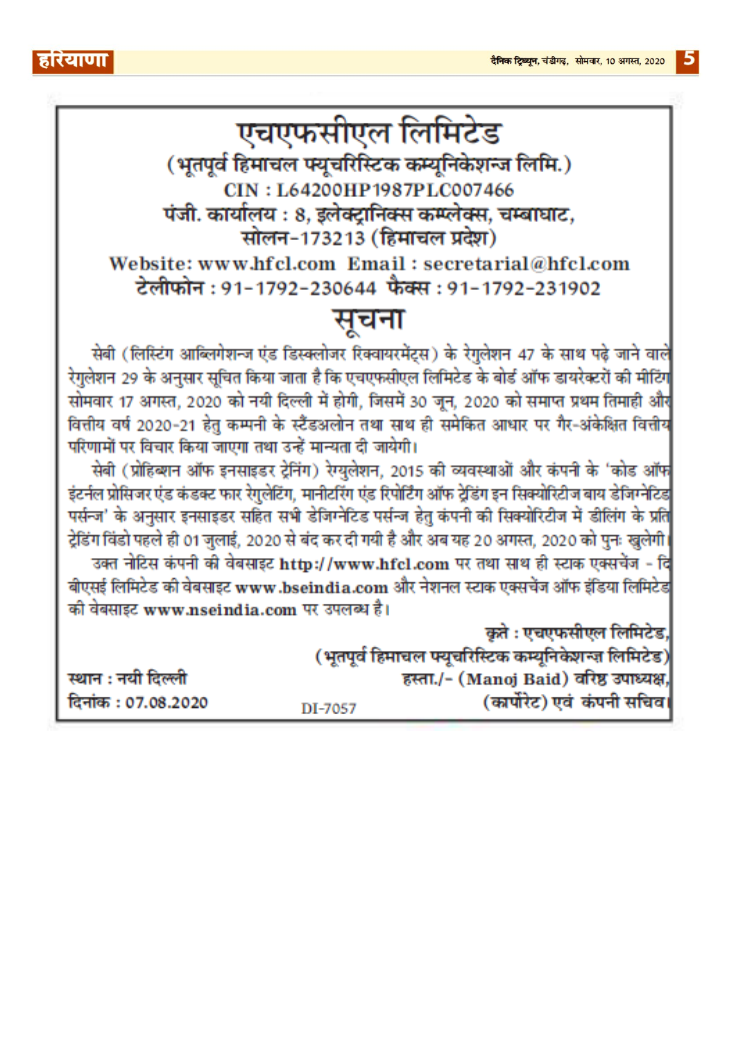# एचएफसीएल लिमिटेड

**(भूतपूर्व हिमाचल फ्यूचरिस्टिक कम्यूनिकेशन्ज लिमि.)**

**CIN : L64200HP1987PLC007466**

**पंजी. कार्यालय : 8, इलेक्ट्रानिक्स कम्प्लेक्स, चम्बाघाट, सोलन-173213 (हिमाचल प्रदेश)**

**Website: www.hfcl.com Email : secretarial@hfcl.com**

**टेलीफोन : 91-1792-230644 फैक्स : 91-1792-231902**

## सूचना

सेबी (लिस्टिंग आब्लिगेशन्ज एंड डिस्क्लोजर रिक्वायरमेंट्स) के रेगुलेशन 47 के साथ पढ़े जाने वाले रेगुलेशन 29 के अनुसार सूचित किया जाता है कि एचएफसीएल लिमिटेड के बोर्ड ऑफ डायरेक्टरों की मीटिंग सोमवार 17 अगस्त, 2020 को नयी दिल्ली में होगी, जिसमें 30 जून, 2020 को समाप्त प्रथम तिमाही और वित्तीय वर्ष 2020-21 हेतु कम्पनी के स्टैंडअलोन तथा साथ ही समेकित आधार पर गैर-अंकेक्षित वित्तीय परिणामों पर विचार किया जाएगा तथा उन्हें मान्यता दी जायेगी।

सेबी (प्रोहिब्शन ऑफ इनसाइडर ट्रेनिंग) रेग्युलेशन, 2015 की व्यवस्थाओं और कंपनी के 'कोड ऑफ इंटर्नल प्रोसिजर एंड कंडक्ट फार रेगुलेटिंग, मानीटरिंग एंड रिपोर्टिंग ऑफ ट्रेडिंग इन सिक्योरिटीज बाय डेजिग्नेटिड पर्सन्ज' के अनुसार इनसाइडर सहित सभी डेजिग्नेटिड पर्सन्ज हेतु कंपनी की सिक्योरिटीज में डीलिंग के प्रति ट्रेडिंग विंडो पहले ही 01 जुलाई, 2020 से बंद कर दी गयी है और अब यह 20 अगस्त, 2020 को पुनः खुलेगी।

उक्त नोटिस कंपनी की वेबसाइट **http://www.hfcl.com** पर तथा साथ ही स्टाक एक्सचेंज - दि बीएसई लिमिटेड की वेबसाइट **www.bseindia.com** और नेशनल स्टाक एक्सचेंज ऑफ इंडिया लिमिटेड की वेबसाइट **www.nseindia.com** पर उपलब्ध है।

**कृते : एचएफसीएल लिमिटेड,**
**(भूतपूर्व हिमाचल फ्यूचरिस्टिक कम्यूनिकेशन्ज लिमिटेड)**
**हस्ता./- (Manoj Baid) वरिष्ठ उपाध्यक्ष,**
**(कार्पोरेट) एवं कंपनी सचिव।**

**स्थान : नयी दिल्ली**
**दिनांक : 07.08.2020**

DI-7057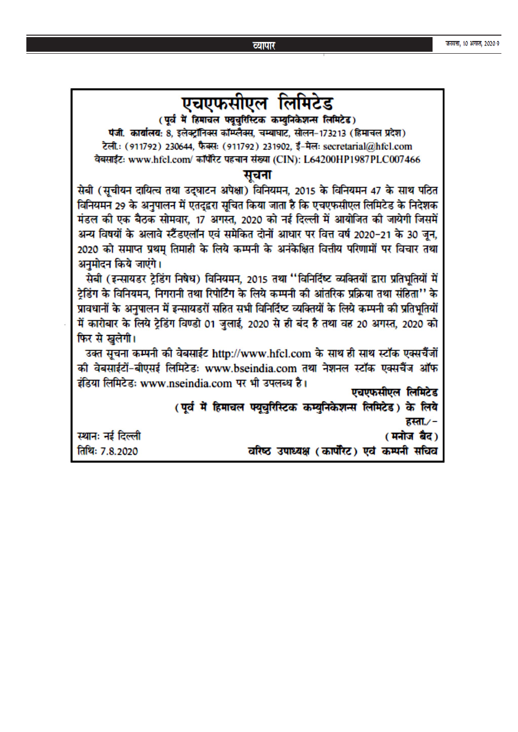# एचएफसीएल लिमिटेड

**(पूर्व में हिमाचल फ्यूचुरिस्टिक कम्युनिकेशन्स लिमिटेड)**

**पंजी. कार्यालयः** 8, इलेक्ट्रॉनिक्स कॉम्प्लैक्स, चम्बाघाट, सोलन-173213 (हिमाचल प्रदेश)

टेली.: (911792) 230644, फैक्सः (911792) 231902, ई-मेलः secretarial@hfcl.com

वेबसाईटः www.hfcl.com/ कॉर्पोरेट पहचान संख्या (CIN): L64200HP1987PLC007466

## सूचना

सेबी (सूचीयन दायित्व तथा उद्घाटन अपेक्षा) विनियमन, 2015 के विनियमन 47 के साथ पठित विनियमन 29 के अनुपालन में एतद्द्वारा सूचित किया जाता है कि एचएफसीएल लिमिटेड के निदेशक मंडल की एक बैठक सोमवार, 17 अगस्त, 2020 को नई दिल्ली में आयोजित की जायेगी जिसमें अन्य विषयों के अलावे स्टैंडएलॉन एवं समेकित दोनों आधार पर वित्त वर्ष 2020-21 के 30 जून, 2020 को समाप्त प्रथम् तिमाही के लिये कम्पनी के अनंकेक्षित वित्तीय परिणामों पर विचार तथा अनुमोदन किये जाएंगे।

सेबी (इन्सायडर ट्रेडिंग निषेध) विनियमन, 2015 तथा "विनिर्दिष्ट व्यक्तियों द्वारा प्रतिभूतियों में ट्रेडिंग के विनियमन, निगरानी तथा रिपोर्टिंग के लिये कम्पनी की आंतरिक प्रक्रिया तथा संहिता" के प्रावधानों के अनुपालन में इन्सायडरों सहित सभी विनिर्दिष्ट व्यक्तियों के लिये कम्पनी की प्रतिभूतियों में कारोबार के लिये ट्रेडिंग विण्डो 01 जुलाई, 2020 से ही बंद है तथा वह 20 अगस्त, 2020 को फिर से खुलेगी।

उक्त सूचना कम्पनी की वेबसाईट http://www.hfcl.com के साथ ही साथ स्टॉक एक्सचैंजों की वेबसाईटों-बीएसई लिमिटेडः www.bseindia.com तथा नेशनल स्टॉक एक्सचैंज ऑफ इंडिया लिमिटेडः www.nseindia.com पर भी उपलब्ध है।

**एचएफसीएल लिमिटेड**
**(पूर्व में हिमाचल फ्यूचुरिस्टिक कम्युनिकेशन्स लिमिटेड) के लिये**
हस्ता./-
**(मनोज बैद)**
**वरिष्ठ उपाध्यक्ष (कार्पोरेट) एवं कम्पनी सचिव**

स्थानः नई दिल्ली
तिथिः 7.8.2020